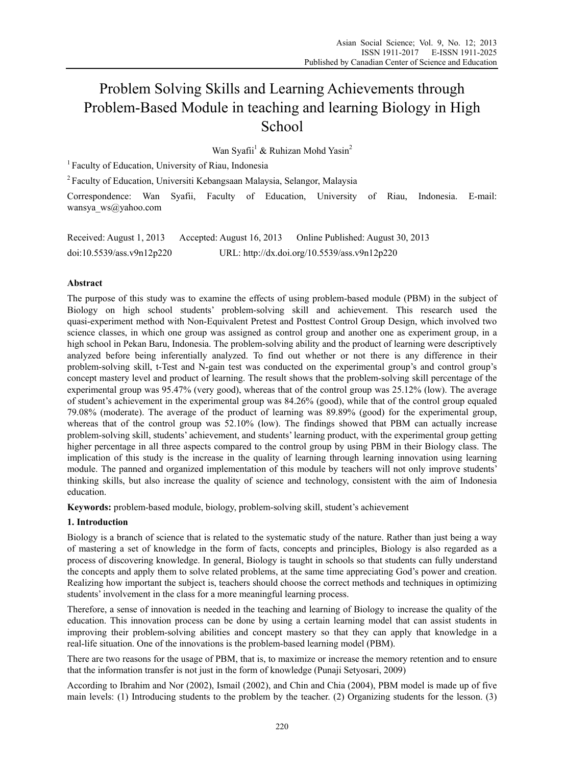# Problem Solving Skills and Learning Achievements through Problem-Based Module in teaching and learning Biology in High School

Wan Syafii[1] & Ruhizan Mohd Yasin[2]

[1] Faculty of Education, University of Riau, Indonesia

[2] Faculty of Education, Universiti Kebangsaan Malaysia, Selangor, Malaysia

Correspondence: Wan Syafii, Faculty of Education, University of Riau, Indonesia. E-mail: wansya_ws@yahoo.com

Received: August 1, 2013 Accepted: August 16, 2013 Online Published: August 30, 2013

doi:10.5539/ass.v9n12p220 URL: http://dx.doi.org/10.5539/ass.v9n12p220

## Abstract

The purpose of this study was to examine the effects of using problem-based module (PBM) in the subject of Biology on high school students' problem-solving skill and achievement. This research used the quasi-experiment method with Non-Equivalent Pretest and Posttest Control Group Design, which involved two science classes, in which one group was assigned as control group and another one as experiment group, in a high school in Pekan Baru, Indonesia. The problem-solving ability and the product of learning were descriptively analyzed before being inferentially analyzed. To find out whether or not there is any difference in their problem-solving skill, t-Test and N-gain test was conducted on the experimental group's and control group's concept mastery level and product of learning. The result shows that the problem-solving skill percentage of the experimental group was 95.47% (very good), whereas that of the control group was 25.12% (low). The average of student's achievement in the experimental group was 84.26% (good), while that of the control group equaled 79.08% (moderate). The average of the product of learning was 89.89% (good) for the experimental group, whereas that of the control group was 52.10% (low). The findings showed that PBM can actually increase problem-solving skill, students' achievement, and students' learning product, with the experimental group getting higher percentage in all three aspects compared to the control group by using PBM in their Biology class. The implication of this study is the increase in the quality of learning through learning innovation using learning module. The panned and organized implementation of this module by teachers will not only improve students' thinking skills, but also increase the quality of science and technology, consistent with the aim of Indonesia education.

**Keywords:** problem-based module, biology, problem-solving skill, student's achievement

## 1. Introduction

Biology is a branch of science that is related to the systematic study of the nature. Rather than just being a way of mastering a set of knowledge in the form of facts, concepts and principles, Biology is also regarded as a process of discovering knowledge. In general, Biology is taught in schools so that students can fully understand the concepts and apply them to solve related problems, at the same time appreciating God's power and creation. Realizing how important the subject is, teachers should choose the correct methods and techniques in optimizing students' involvement in the class for a more meaningful learning process.

Therefore, a sense of innovation is needed in the teaching and learning of Biology to increase the quality of the education. This innovation process can be done by using a certain learning model that can assist students in improving their problem-solving abilities and concept mastery so that they can apply that knowledge in a real-life situation. One of the innovations is the problem-based learning model (PBM).

There are two reasons for the usage of PBM, that is, to maximize or increase the memory retention and to ensure that the information transfer is not just in the form of knowledge (Punaji Setyosari, 2009)

According to Ibrahim and Nor (2002), Ismail (2002), and Chin and Chia (2004), PBM model is made up of five main levels: (1) Introducing students to the problem by the teacher. (2) Organizing students for the lesson. (3)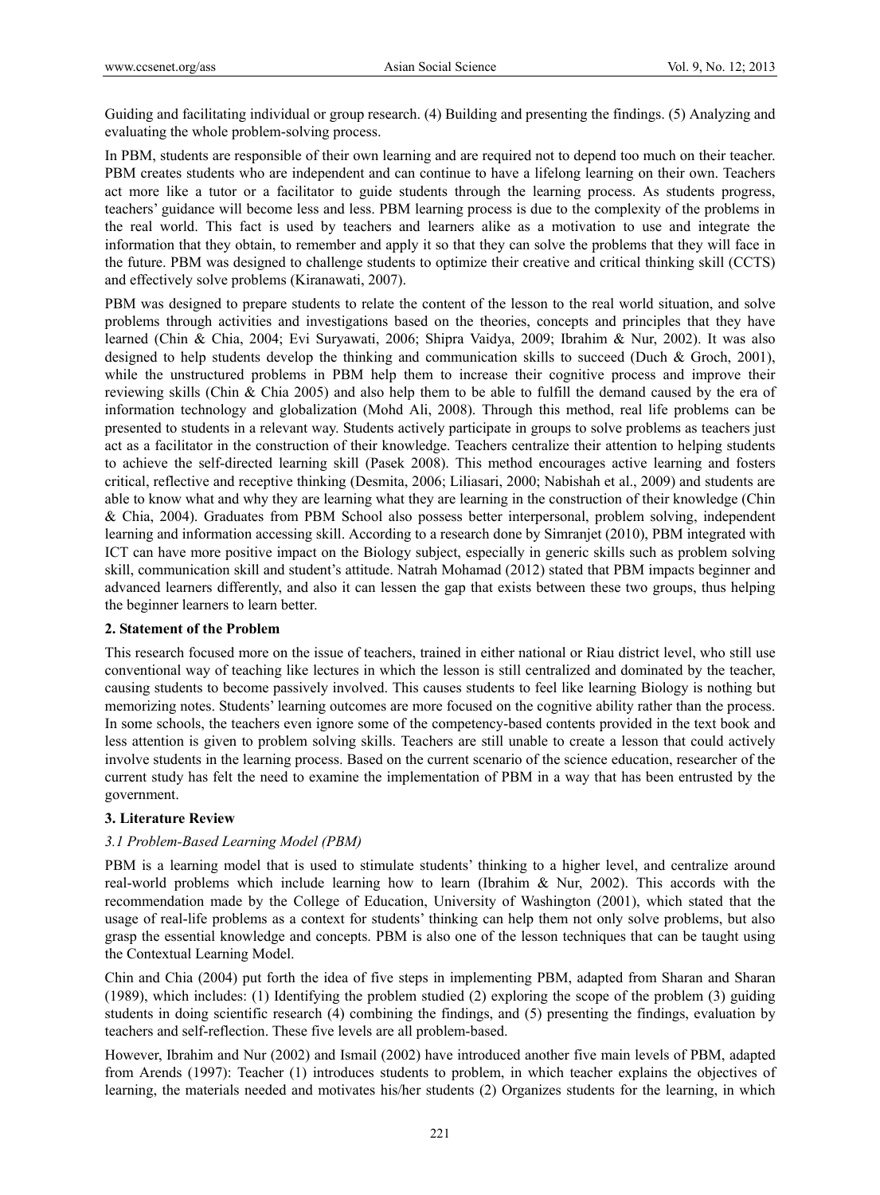Guiding and facilitating individual or group research. (4) Building and presenting the findings. (5) Analyzing and evaluating the whole problem-solving process.

In PBM, students are responsible of their own learning and are required not to depend too much on their teacher. PBM creates students who are independent and can continue to have a lifelong learning on their own. Teachers act more like a tutor or a facilitator to guide students through the learning process. As students progress, teachers' guidance will become less and less. PBM learning process is due to the complexity of the problems in the real world. This fact is used by teachers and learners alike as a motivation to use and integrate the information that they obtain, to remember and apply it so that they can solve the problems that they will face in the future. PBM was designed to challenge students to optimize their creative and critical thinking skill (CCTS) and effectively solve problems (Kiranawati, 2007).

PBM was designed to prepare students to relate the content of the lesson to the real world situation, and solve problems through activities and investigations based on the theories, concepts and principles that they have learned (Chin & Chia, 2004; Evi Suryawati, 2006; Shipra Vaidya, 2009; Ibrahim & Nur, 2002). It was also designed to help students develop the thinking and communication skills to succeed (Duch & Groch, 2001), while the unstructured problems in PBM help them to increase their cognitive process and improve their reviewing skills (Chin & Chia 2005) and also help them to be able to fulfill the demand caused by the era of information technology and globalization (Mohd Ali, 2008). Through this method, real life problems can be presented to students in a relevant way. Students actively participate in groups to solve problems as teachers just act as a facilitator in the construction of their knowledge. Teachers centralize their attention to helping students to achieve the self-directed learning skill (Pasek 2008). This method encourages active learning and fosters critical, reflective and receptive thinking (Desmita, 2006; Liliasari, 2000; Nabishah et al., 2009) and students are able to know what and why they are learning what they are learning in the construction of their knowledge (Chin & Chia, 2004). Graduates from PBM School also possess better interpersonal, problem solving, independent learning and information accessing skill. According to a research done by Simranjet (2010), PBM integrated with ICT can have more positive impact on the Biology subject, especially in generic skills such as problem solving skill, communication skill and student's attitude. Natrah Mohamad (2012) stated that PBM impacts beginner and advanced learners differently, and also it can lessen the gap that exists between these two groups, thus helping the beginner learners to learn better.

## 2. Statement of the Problem

This research focused more on the issue of teachers, trained in either national or Riau district level, who still use conventional way of teaching like lectures in which the lesson is still centralized and dominated by the teacher, causing students to become passively involved. This causes students to feel like learning Biology is nothing but memorizing notes. Students' learning outcomes are more focused on the cognitive ability rather than the process. In some schools, the teachers even ignore some of the competency-based contents provided in the text book and less attention is given to problem solving skills. Teachers are still unable to create a lesson that could actively involve students in the learning process. Based on the current scenario of the science education, researcher of the current study has felt the need to examine the implementation of PBM in a way that has been entrusted by the government.

## 3. Literature Review

### *3.1 Problem-Based Learning Model (PBM)*

PBM is a learning model that is used to stimulate students' thinking to a higher level, and centralize around real-world problems which include learning how to learn (Ibrahim & Nur, 2002). This accords with the recommendation made by the College of Education, University of Washington (2001), which stated that the usage of real-life problems as a context for students' thinking can help them not only solve problems, but also grasp the essential knowledge and concepts. PBM is also one of the lesson techniques that can be taught using the Contextual Learning Model.

Chin and Chia (2004) put forth the idea of five steps in implementing PBM, adapted from Sharan and Sharan (1989), which includes: (1) Identifying the problem studied (2) exploring the scope of the problem (3) guiding students in doing scientific research (4) combining the findings, and (5) presenting the findings, evaluation by teachers and self-reflection. These five levels are all problem-based.

However, Ibrahim and Nur (2002) and Ismail (2002) have introduced another five main levels of PBM, adapted from Arends (1997): Teacher (1) introduces students to problem, in which teacher explains the objectives of learning, the materials needed and motivates his/her students (2) Organizes students for the learning, in which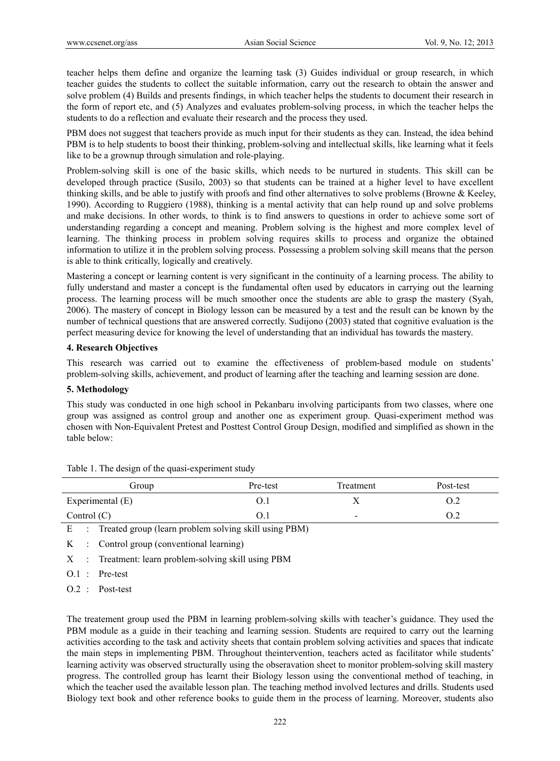teacher helps them define and organize the learning task (3) Guides individual or group research, in which teacher guides the students to collect the suitable information, carry out the research to obtain the answer and solve problem (4) Builds and presents findings, in which teacher helps the students to document their research in the form of report etc, and (5) Analyzes and evaluates problem-solving process, in which the teacher helps the students to do a reflection and evaluate their research and the process they used.

PBM does not suggest that teachers provide as much input for their students as they can. Instead, the idea behind PBM is to help students to boost their thinking, problem-solving and intellectual skills, like learning what it feels like to be a grownup through simulation and role-playing.

Problem-solving skill is one of the basic skills, which needs to be nurtured in students. This skill can be developed through practice (Susilo, 2003) so that students can be trained at a higher level to have excellent thinking skills, and be able to justify with proofs and find other alternatives to solve problems (Browne & Keeley, 1990). According to Ruggiero (1988), thinking is a mental activity that can help round up and solve problems and make decisions. In other words, to think is to find answers to questions in order to achieve some sort of understanding regarding a concept and meaning. Problem solving is the highest and more complex level of learning. The thinking process in problem solving requires skills to process and organize the obtained information to utilize it in the problem solving process. Possessing a problem solving skill means that the person is able to think critically, logically and creatively.

Mastering a concept or learning content is very significant in the continuity of a learning process. The ability to fully understand and master a concept is the fundamental often used by educators in carrying out the learning process. The learning process will be much smoother once the students are able to grasp the mastery (Syah, 2006). The mastery of concept in Biology lesson can be measured by a test and the result can be known by the number of technical questions that are answered correctly. Sudijono (2003) stated that cognitive evaluation is the perfect measuring device for knowing the level of understanding that an individual has towards the mastery.

### 4. Research Objectives

This research was carried out to examine the effectiveness of problem-based module on students' problem-solving skills, achievement, and product of learning after the teaching and learning session are done.

### 5. Methodology

This study was conducted in one high school in Pekanbaru involving participants from two classes, where one group was assigned as control group and another one as experiment group. Quasi-experiment method was chosen with Non-Equivalent Pretest and Posttest Control Group Design, modified and simplified as shown in the table below:

Table 1. The design of the quasi-experiment study

| Group | Pre-test | Treatment | Post-test |
|---|---|---|---|
| Experimental (E) | O.1 | X | O.2 |
| Control (C) | O.1 | - | O.2 |

E : Treated group (learn problem solving skill using PBM)

K : Control group (conventional learning)

X : Treatment: learn problem-solving skill using PBM

O.1 : Pre-test

O.2 : Post-test

The treatement group used the PBM in learning problem-solving skills with teacher's guidance. They used the PBM module as a guide in their teaching and learning session. Students are required to carry out the learning activities according to the task and activity sheets that contain problem solving activities and spaces that indicate the main steps in implementing PBM. Throughout theintervention, teachers acted as facilitator while students' learning activity was observed structurally using the obseravation sheet to monitor problem-solving skill mastery progress. The controlled group has learnt their Biology lesson using the conventional method of teaching, in which the teacher used the available lesson plan. The teaching method involved lectures and drills. Students used Biology text book and other reference books to guide them in the process of learning. Moreover, students also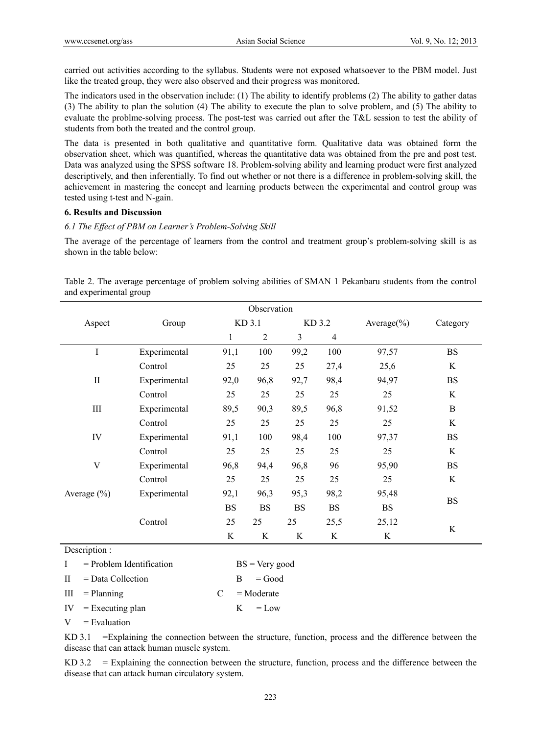carried out activities according to the syllabus. Students were not exposed whatsoever to the PBM model. Just like the treated group, they were also observed and their progress was monitored.

The indicators used in the observation include: (1) The ability to identify problems (2) The ability to gather datas (3) The ability to plan the solution (4) The ability to execute the plan to solve problem, and (5) The ability to evaluate the problme-solving process. The post-test was carried out after the T&L session to test the ability of students from both the treated and the control group.

The data is presented in both qualitative and quantitative form. Qualitative data was obtained form the observation sheet, which was quantified, whereas the quantitative data was obtained from the pre and post test. Data was analyzed using the SPSS software 18. Problem-solving ability and learning product were first analyzed descriptively, and then inferentially. To find out whether or not there is a difference in problem-solving skill, the achievement in mastering the concept and learning products between the experimental and control group was tested using t-test and N-gain.

## 6. Results and Discussion

### *6.1 The Effect of PBM on Learner's Problem-Solving Skill*

The average of the percentage of learners from the control and treatment group's problem-solving skill is as shown in the table below:

Table 2. The average percentage of problem solving abilities of SMAN 1 Pekanbaru students from the control and experimental group

| Aspect | Group | Observation | | | | Average(%) | Category |
|---|---|---|---|---|---|---|---|
| | | KD 3.1 | | KD 3.2 | | | |
| | | 1 | 2 | 3 | 4 | | |
| I | Experimental | 91,1 | 100 | 99,2 | 100 | 97,57 | BS |
| | Control | 25 | 25 | 25 | 27,4 | 25,6 | K |
| II | Experimental | 92,0 | 96,8 | 92,7 | 98,4 | 94,97 | BS |
| | Control | 25 | 25 | 25 | 25 | 25 | K |
| III | Experimental | 89,5 | 90,3 | 89,5 | 96,8 | 91,52 | B |
| | Control | 25 | 25 | 25 | 25 | 25 | K |
| IV | Experimental | 91,1 | 100 | 98,4 | 100 | 97,37 | BS |
| | Control | 25 | 25 | 25 | 25 | 25 | K |
| V | Experimental | 96,8 | 94,4 | 96,8 | 96 | 95,90 | BS |
| | Control | 25 | 25 | 25 | 25 | 25 | K |
| Average (%) | Experimental | 92,1 | 96,3 | 95,3 | 98,2 | 95,48 | BS |
| | | BS | BS | BS | BS | BS | |
| | Control | 25 | 25 | 25 | 25,5 | 25,12 | K |
| | | K | K | K | K | K | |

Description :

I = Problem Identification  BS = Very good

II = Data Collection  B = Good

III = Planning  C = Moderate

IV = Executing plan  K = Low

V = Evaluation

KD 3.1 =Explaining the connection between the structure, function, process and the difference between the disease that can attack human muscle system.

KD 3.2 = Explaining the connection between the structure, function, process and the difference between the disease that can attack human circulatory system.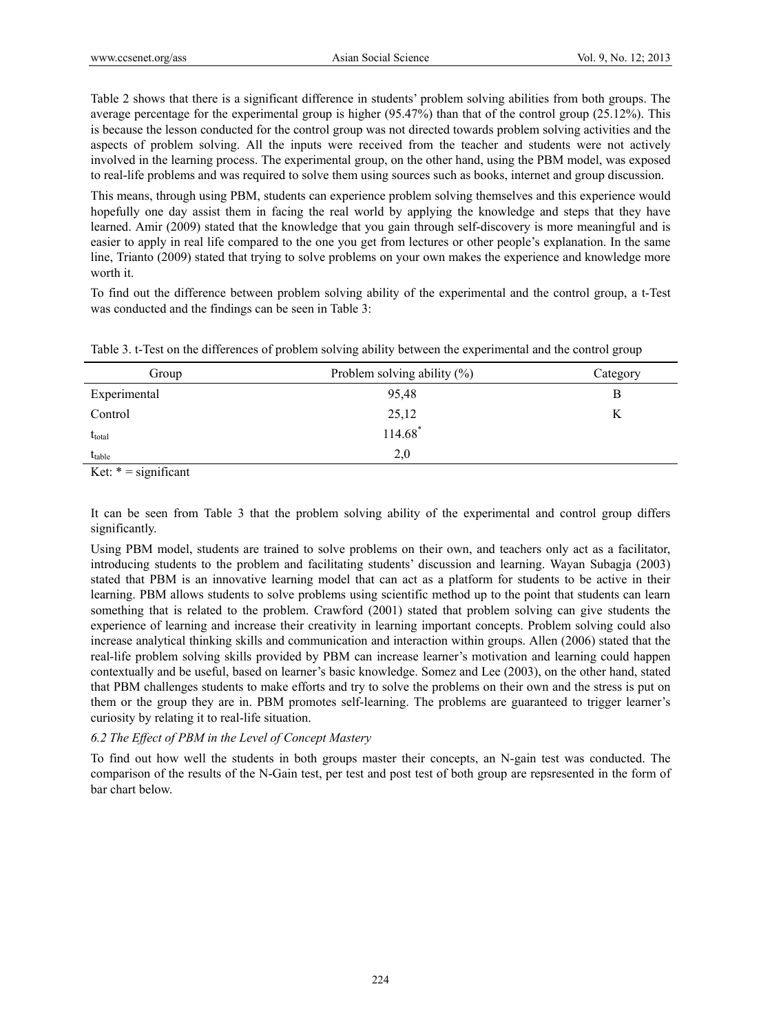Table 2 shows that there is a significant difference in students' problem solving abilities from both groups. The average percentage for the experimental group is higher (95.47%) than that of the control group (25.12%). This is because the lesson conducted for the control group was not directed towards problem solving activities and the aspects of problem solving. All the inputs were received from the teacher and students were not actively involved in the learning process. The experimental group, on the other hand, using the PBM model, was exposed to real-life problems and was required to solve them using sources such as books, internet and group discussion.

This means, through using PBM, students can experience problem solving themselves and this experience would hopefully one day assist them in facing the real world by applying the knowledge and steps that they have learned. Amir (2009) stated that the knowledge that you gain through self-discovery is more meaningful and is easier to apply in real life compared to the one you get from lectures or other people's explanation. In the same line, Trianto (2009) stated that trying to solve problems on your own makes the experience and knowledge more worth it.

To find out the difference between problem solving ability of the experimental and the control group, a t-Test was conducted and the findings can be seen in Table 3:

Table 3. t-Test on the differences of problem solving ability between the experimental and the control group

| Group | Problem solving ability (%) | Category |
|---|---|---|
| Experimental | 95,48 | B |
| Control | 25,12 | K |
| $t_{total}$ | 114.68* | |
| $t_{table}$ | 2,0 | |

Ket: * = significant

It can be seen from Table 3 that the problem solving ability of the experimental and control group differs significantly.

Using PBM model, students are trained to solve problems on their own, and teachers only act as a facilitator, introducing students to the problem and facilitating students' discussion and learning. Wayan Subagja (2003) stated that PBM is an innovative learning model that can act as a platform for students to be active in their learning. PBM allows students to solve problems using scientific method up to the point that students can learn something that is related to the problem. Crawford (2001) stated that problem solving can give students the experience of learning and increase their creativity in learning important concepts. Problem solving could also increase analytical thinking skills and communication and interaction within groups. Allen (2006) stated that the real-life problem solving skills provided by PBM can increase learner's motivation and learning could happen contextually and be useful, based on learner's basic knowledge. Somez and Lee (2003), on the other hand, stated that PBM challenges students to make efforts and try to solve the problems on their own and the stress is put on them or the group they are in. PBM promotes self-learning. The problems are guaranteed to trigger learner's curiosity by relating it to real-life situation.

### *6.2 The Effect of PBM in the Level of Concept Mastery*

To find out how well the students in both groups master their concepts, an N-gain test was conducted. The comparison of the results of the N-Gain test, per test and post test of both group are repsresented in the form of bar chart below.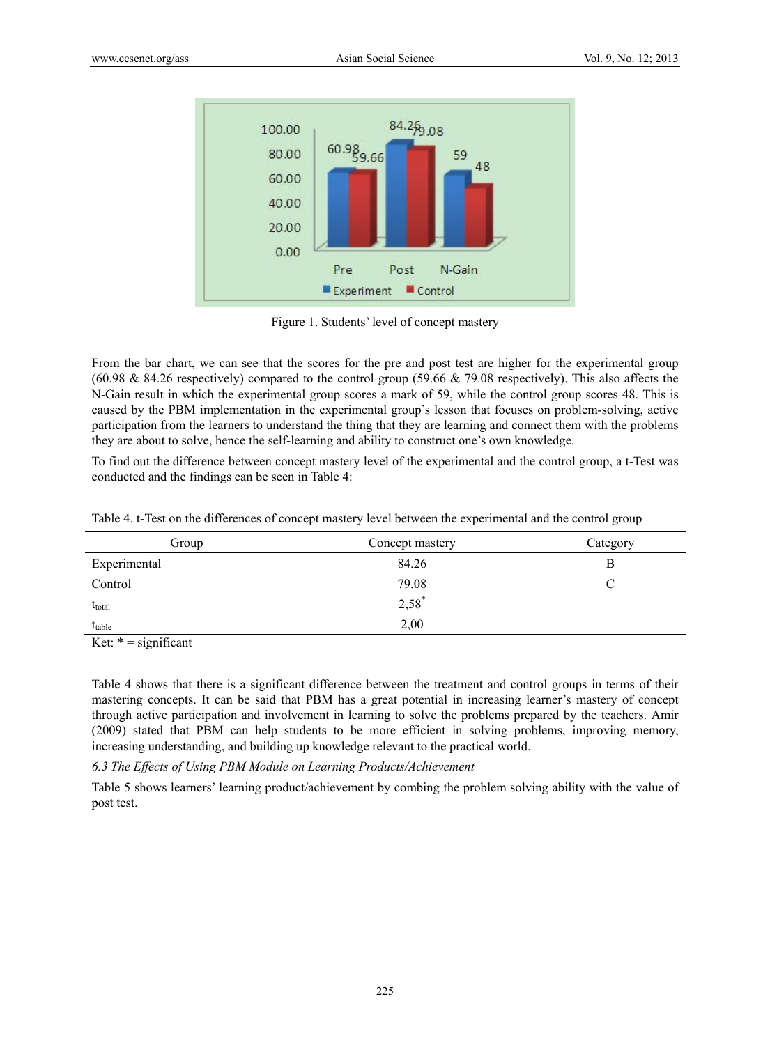Figure 1. Students' level of concept mastery

From the bar chart, we can see that the scores for the pre and post test are higher for the experimental group (60.98 & 84.26 respectively) compared to the control group (59.66 & 79.08 respectively). This also affects the N-Gain result in which the experimental group scores a mark of 59, while the control group scores 48. This is caused by the PBM implementation in the experimental group's lesson that focuses on problem-solving, active participation from the learners to understand the thing that they are learning and connect them with the problems they are about to solve, hence the self-learning and ability to construct one's own knowledge.

To find out the difference between concept mastery level of the experimental and the control group, a t-Test was conducted and the findings can be seen in Table 4:

Table 4. t-Test on the differences of concept mastery level between the experimental and the control group

| Group | Concept mastery | Category |
|---|---|---|
| Experimental | 84.26 | B |
| Control | 79.08 | C |
| $t_{total}$ | 2,58* | |
| $t_{table}$ | 2,00 | |

Ket: * = significant

Table 4 shows that there is a significant difference between the treatment and control groups in terms of their mastering concepts. It can be said that PBM has a great potential in increasing learner's mastery of concept through active participation and involvement in learning to solve the problems prepared by the teachers. Amir (2009) stated that PBM can help students to be more efficient in solving problems, improving memory, increasing understanding, and building up knowledge relevant to the practical world.

### *6.3 The Effects of Using PBM Module on Learning Products/Achievement*

Table 5 shows learners' learning product/achievement by combing the problem solving ability with the value of post test.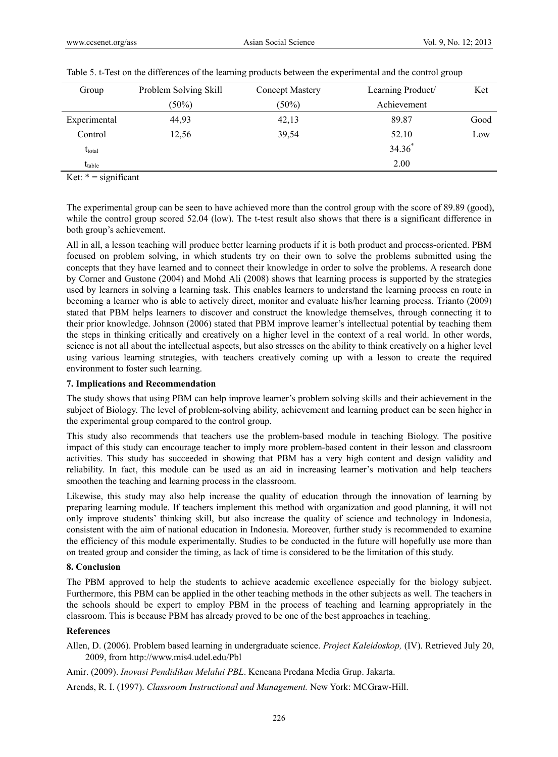Table 5. t-Test on the differences of the learning products between the experimental and the control group

| Group | Problem Solving Skill (50%) | Concept Mastery (50%) | Learning Product/ Achievement | Ket |
|---|---|---|---|---|
| Experimental | 44,93 | 42,13 | 89.87 | Good |
| Control | 12,56 | 39,54 | 52.10 | Low |
| $t_{total}$ | | | 34.36* | |
| $t_{table}$ | | | 2.00 | |

Ket: * = significant

The experimental group can be seen to have achieved more than the control group with the score of 89.89 (good), while the control group scored 52.04 (low). The t-test result also shows that there is a significant difference in both group's achievement.

All in all, a lesson teaching will produce better learning products if it is both product and process-oriented. PBM focused on problem solving, in which students try on their own to solve the problems submitted using the concepts that they have learned and to connect their knowledge in order to solve the problems. A research done by Corner and Gustone (2004) and Mohd Ali (2008) shows that learning process is supported by the strategies used by learners in solving a learning task. This enables learners to understand the learning process en route in becoming a learner who is able to actively direct, monitor and evaluate his/her learning process. Trianto (2009) stated that PBM helps learners to discover and construct the knowledge themselves, through connecting it to their prior knowledge. Johnson (2006) stated that PBM improve learner's intellectual potential by teaching them the steps in thinking critically and creatively on a higher level in the context of a real world. In other words, science is not all about the intellectual aspects, but also stresses on the ability to think creatively on a higher level using various learning strategies, with teachers creatively coming up with a lesson to create the required environment to foster such learning.

### 7. Implications and Recommendation

The study shows that using PBM can help improve learner's problem solving skills and their achievement in the subject of Biology. The level of problem-solving ability, achievement and learning product can be seen higher in the experimental group compared to the control group.

This study also recommends that teachers use the problem-based module in teaching Biology. The positive impact of this study can encourage teacher to imply more problem-based content in their lesson and classroom activities. This study has succeeded in showing that PBM has a very high content and design validity and reliability. In fact, this module can be used as an aid in increasing learner's motivation and help teachers smoothen the teaching and learning process in the classroom.

Likewise, this study may also help increase the quality of education through the innovation of learning by preparing learning module. If teachers implement this method with organization and good planning, it will not only improve students' thinking skill, but also increase the quality of science and technology in Indonesia, consistent with the aim of national education in Indonesia. Moreover, further study is recommended to examine the efficiency of this module experimentally. Studies to be conducted in the future will hopefully use more than on treated group and consider the timing, as lack of time is considered to be the limitation of this study.

### 8. Conclusion

The PBM approved to help the students to achieve academic excellence especially for the biology subject. Furthermore, this PBM can be applied in the other teaching methods in the other subjects as well. The teachers in the schools should be expert to employ PBM in the process of teaching and learning appropriately in the classroom. This is because PBM has already proved to be one of the best approaches in teaching.

### References

Allen, D. (2006). Problem based learning in undergraduate science. *Project Kaleidoskop,* (IV). Retrieved July 20, 2009, from http://www.mis4.udel.edu/Pbl

Amir. (2009). *Inovasi Pendidikan Melalui PBL*. Kencana Predana Media Grup. Jakarta.

Arends, R. I. (1997). *Classroom Instructional and Management.* New York: MCGraw-Hill.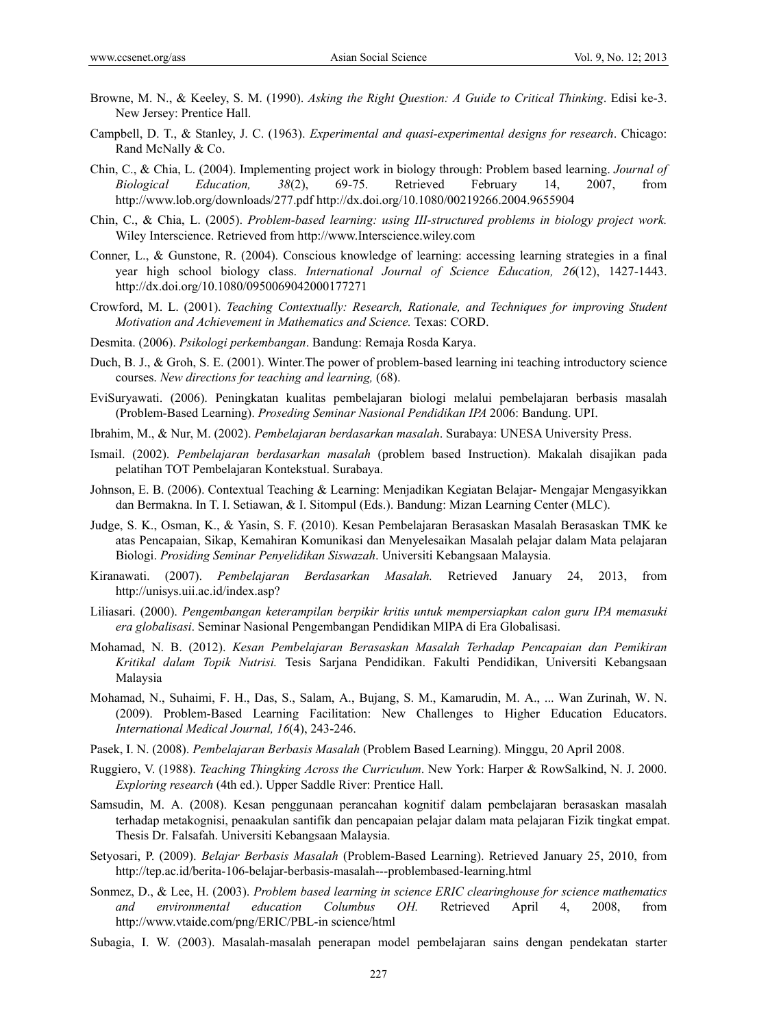Browne, M. N., & Keeley, S. M. (1990). *Asking the Right Question: A Guide to Critical Thinking*. Edisi ke-3. New Jersey: Prentice Hall.

Campbell, D. T., & Stanley, J. C. (1963). *Experimental and quasi-experimental designs for research*. Chicago: Rand McNally & Co.

Chin, C., & Chia, L. (2004). Implementing project work in biology through: Problem based learning. *Journal of Biological Education, 38*(2), 69-75. Retrieved February 14, 2007, from http://www.lob.org/downloads/277.pdf http://dx.doi.org/10.1080/00219266.2004.9655904

Chin, C., & Chia, L. (2005). *Problem-based learning: using III-structured problems in biology project work.* Wiley Interscience. Retrieved from http://www.Interscience.wiley.com

Conner, L., & Gunstone, R. (2004). Conscious knowledge of learning: accessing learning strategies in a final year high school biology class. *International Journal of Science Education, 26*(12), 1427-1443. http://dx.doi.org/10.1080/0950069042000177271

Crowford, M. L. (2001). *Teaching Contextually: Research, Rationale, and Techniques for improving Student Motivation and Achievement in Mathematics and Science.* Texas: CORD.

Desmita. (2006). *Psikologi perkembangan*. Bandung: Remaja Rosda Karya.

Duch, B. J., & Groh, S. E. (2001). Winter.The power of problem-based learning ini teaching introductory science courses. *New directions for teaching and learning,* (68).

EviSuryawati. (2006). Peningkatan kualitas pembelajaran biologi melalui pembelajaran berbasis masalah (Problem-Based Learning). *Proseding Seminar Nasional Pendidikan IPA* 2006: Bandung. UPI.

Ibrahim, M., & Nur, M. (2002). *Pembelajaran berdasarkan masalah*. Surabaya: UNESA University Press.

Ismail. (2002). *Pembelajaran berdasarkan masalah* (problem based Instruction). Makalah disajikan pada pelatihan TOT Pembelajaran Kontekstual. Surabaya.

Johnson, E. B. (2006). Contextual Teaching & Learning: Menjadikan Kegiatan Belajar- Mengajar Mengasyikkan dan Bermakna. In T. I. Setiawan, & I. Sitompul (Eds.). Bandung: Mizan Learning Center (MLC).

Judge, S. K., Osman, K., & Yasin, S. F. (2010). Kesan Pembelajaran Berasaskan Masalah Berasaskan TMK ke atas Pencapaian, Sikap, Kemahiran Komunikasi dan Menyelesaikan Masalah pelajar dalam Mata pelajaran Biologi. *Prosiding Seminar Penyelidikan Siswazah*. Universiti Kebangsaan Malaysia.

Kiranawati. (2007). *Pembelajaran Berdasarkan Masalah.* Retrieved January 24, 2013, from http://unisys.uii.ac.id/index.asp?

Liliasari. (2000). *Pengembangan keterampilan berpikir kritis untuk mempersiapkan calon guru IPA memasuki era globalisasi*. Seminar Nasional Pengembangan Pendidikan MIPA di Era Globalisasi.

Mohamad, N. B. (2012). *Kesan Pembelajaran Berasaskan Masalah Terhadap Pencapaian dan Pemikiran Kritikal dalam Topik Nutrisi.* Tesis Sarjana Pendidikan. Fakulti Pendidikan, Universiti Kebangsaan Malaysia

Mohamad, N., Suhaimi, F. H., Das, S., Salam, A., Bujang, S. M., Kamarudin, M. A., ... Wan Zurinah, W. N. (2009). Problem-Based Learning Facilitation: New Challenges to Higher Education Educators. *International Medical Journal, 16*(4), 243-246.

Pasek, I. N. (2008). *Pembelajaran Berbasis Masalah* (Problem Based Learning). Minggu, 20 April 2008.

Ruggiero, V. (1988). *Teaching Thingking Across the Curriculum*. New York: Harper & RowSalkind, N. J. 2000. *Exploring research* (4th ed.). Upper Saddle River: Prentice Hall.

Samsudin, M. A. (2008). Kesan penggunaan perancahan kognitif dalam pembelajaran berasaskan masalah terhadap metakognisi, penaakulan santifik dan pencapaian pelajar dalam mata pelajaran Fizik tingkat empat. Thesis Dr. Falsafah. Universiti Kebangsaan Malaysia.

Setyosari, P. (2009). *Belajar Berbasis Masalah* (Problem-Based Learning). Retrieved January 25, 2010, from http://tep.ac.id/berita-106-belajar-berbasis-masalah---problembased-learning.html

Sonmez, D., & Lee, H. (2003). *Problem based learning in science ERIC clearinghouse for science mathematics and environmental education Columbus OH.* Retrieved April 4, 2008, from http://www.vtaide.com/png/ERIC/PBL-in science/html

Subagia, I. W. (2003). Masalah-masalah penerapan model pembelajaran sains dengan pendekatan starter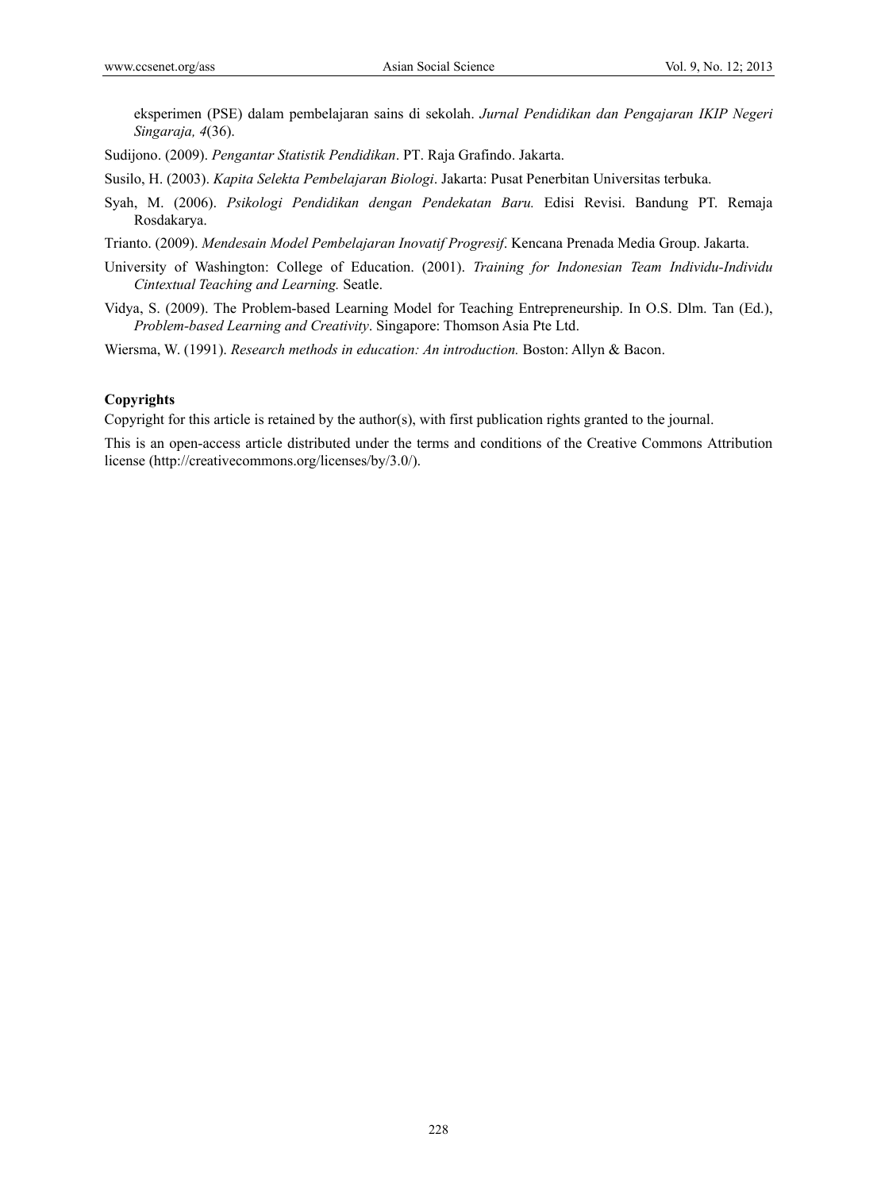eksperimen (PSE) dalam pembelajaran sains di sekolah. *Jurnal Pendidikan dan Pengajaran IKIP Negeri Singaraja, 4*(36).

Sudijono. (2009). *Pengantar Statistik Pendidikan*. PT. Raja Grafindo. Jakarta.

Susilo, H. (2003). *Kapita Selekta Pembelajaran Biologi*. Jakarta: Pusat Penerbitan Universitas terbuka.

Syah, M. (2006). *Psikologi Pendidikan dengan Pendekatan Baru.* Edisi Revisi. Bandung PT. Remaja Rosdakarya.

Trianto. (2009). *Mendesain Model Pembelajaran Inovatif Progresif*. Kencana Prenada Media Group. Jakarta.

University of Washington: College of Education. (2001). *Training for Indonesian Team Individu-Individu Cintextual Teaching and Learning.* Seatle.

Vidya, S. (2009). The Problem-based Learning Model for Teaching Entrepreneurship. In O.S. Dlm. Tan (Ed.), *Problem-based Learning and Creativity*. Singapore: Thomson Asia Pte Ltd.

Wiersma, W. (1991). *Research methods in education: An introduction.* Boston: Allyn & Bacon.

**Copyrights**

Copyright for this article is retained by the author(s), with first publication rights granted to the journal.

This is an open-access article distributed under the terms and conditions of the Creative Commons Attribution license (http://creativecommons.org/licenses/by/3.0/).